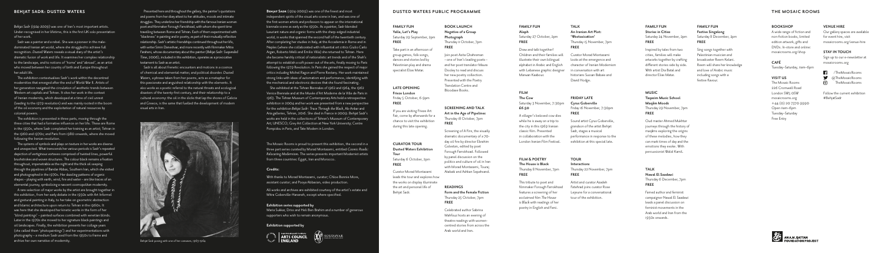# BEHJAT SADR: DUSTED WATERS

*Behjat Sadr (1924–2009)* was one of Iran's most important artists. Under-recognised in her lifetime, this is the first UK solo presentation of her work.

Sadr was a painter and a rebel. She was a pioneer in the male-dominated Iranian art world, where she struggled to achieve full recognition. *Dusted Waters* reveals a visual diary of the artist's dramatic fusion of work and life. It examines her complex relationship to the landscape, and to notions of 'home' and 'abroad', as an artist who moved between her country of birth and Europe throughout her adult life.

The exhibition contextualises Sadr's work within the decentred modernities that emerged after the end of World War II. Artists of her generation navigated the circulation of aesthetic trends between Western art capitals and Tehran. It cites her work in the context of Iranian modernity, which developed at a time of civil unrest (leading to the 1979 revolution) and was mainly rooted in the boom of the oil economy and the exploitation of natural resources by colonial powers.

The exhibition is presented in three parts, moving through the three cities that had a formative influence on her life. These are Rome in the 1950s, where Sadr completed her training as an artist; Tehran in the 1960s and 1970s; and Paris from 1980 onwards, where she moved following the Iranian revolution.

The systems of symbols and plays on texture in her works are diverse and unexpected. What transcends her various periods is Sadr's repeated depiction of vertiginous vortexes comprised of twisted lines, powerful brushstrokes and woven structures. The colour black remains a fixation throughout, impenetrable as the night and the thick oil seeping through the pipelines of Bandar Abbas, Southern Iran, which she visited and photographed in the 1970s. Her dazzling patterns of organic shapes – playing with earth, wind, fire and water – are like traces of an elemental journey, symbolising a nascent cosmopolitan modernity.

A rare selection of major works by the artist are brought together in this exhibition, from her early debate in the 1950s with Art Informel and gestural painting in Italy, to her take on geometric abstraction and Islamic architecture upon return to Tehran in the 1960s. It was here that she developed her kinetic works in the form of her 'blind paintings' – painted surfaces combined with venetian blinds. Later in the 1970s she moved to her signature black paintings and oil landscapes. Finally, the exhibition presents her collage years (she called them 'photopaintings') and her experimentations with photography – a medium Sadr used from the 1950s to frame and archive her own narrative of modernity.

Presented here and throughout the gallery, the painter's quotations and poems from her diary attest to her attitudes, moods and intimate struggles. They underline her friendship with the famous Iranian woman poet and filmmaker Forough Farrokhzad, with whom she spent time travelling between Rome and Tehran. Each of them experimented with 'blackness' in painting and in poetry, as part of their mutually reflective relationship. Sadr's artistic friendships continued throughout her life, with writer Simin Daneshvar, and more recently with filmmaker Mitra Farahani, whose documentary about the painter (*Behjat Sadr: Suspended Time*, 2006), included in this exhibition, operates as a provocative testament to Sadr as an artist.

Sadr is all about frenetic encounters and motions in a cosmos of chemical and elemental matter, and geological disorder. *Dusted Waters*, a phrase taken from her poems, acts as a metaphor for this passionate and anguished relationship with the elements. It also works as a poetic referral to the natural threats and ecological disasters of the twenty-first century, and their relationship to a cultural economy: the oil in the slicks that lap the shores of Galicia and Greece, is the same that fuelled the development of modern visual arts in Iran.

Behjat Sadr posing with one of her canvases, 1963-1964

**Behjat Sadr** (1924-2009) was one of the freest and most independent spirits of the visual arts scene in Iran, and was one of the first women artists and professors to appear on the international biennale scene as early as the 1950s. As a painter, Sadr blended luxuriant nature and organic forms with the sharp-edged industrial world, in works that spanned the second half of the twentieth century. After completing her studies in Italy, at the Accademia in Rome and in Naples (where she collaborated with influential art critics Giulio Carlo Argan, Roberto Melli and Emilio Villa) she returned to Tehran. Here she became harshly critical of nationalistic art trends and of the Shah's attempt to establish a soft power out of the arts, finally moving to Paris following the 1979 Revolution. In Paris she gained the respect of major critics including Michel Ragon and Pierre Restany. Her work maintained strong links with ideas of automatism and performance, identifying with the mechanical and electronic devices that she found fascinating.

She exhibited at the Tehran Biennales of 1962 and 1964, the 1962 Venice Biennale and at the Musée d'Art Moderne de la Ville de Paris in 1963. The Tehran Museum of Contemporary Arts held a retrospective exhibition in 2004 and her work was presented from a new perspective for the exhibition *Behjat Sadr: Trace Through the Black*, Ab-Anbar and Aria galleries, Tehran, 2016. She died in France in 2009. Behjat Sadr's works are held in the collections of Tehran's Museum of Contemporary Art; UNESCO; Grey Art Collection at New York University; Centre Pompidou in Paris, and Tate Modern in London.

The Mosaic Rooms is proud to present this exhibition, the second in a three part series curated by Morad Montazami, entitled *Cosmic Roads: Relocating Modernism*. The series presents important Modernist artists from three countries: Egypt, Iran and Morocco.

**Credits:**

With thanks to Morad Montazami, curator; Chloe Bonnie More, assistant curator; and Pouya Abbasian, video production.

All works and archives are exhibited courtesy of the artist's estate and Mitra Goberville-Farahani, except where specified.

**Exhibition series supported by**

Maria Sukkar, Driss and Hala Ben Brahim and a number of generous supporters who wish to remain anonymous.

**Exhibition supported by**

Arts Council England | Soudavar

# DUSTED WATERS PUBLIC PROGRAMME

**FAMILY FUN**
**Yalla, Let's Play**
Saturday 29 September, 2pm
**FREE**

Take part in an afternoon of group games, folk songs, dances and stories led by Palestinian play and drama specialist Elias Matar.

**LATE OPENING**
**Frieze London**
Friday 5 October, 6–9pm
**FREE**

If you are visiting Frieze Art Fair, come by afterwards for a chance to visit the exhibition during this late opening.

**CURATOR TOUR**
**Dusted Waters Exhibition Tour**
Saturday 6 October, 2pm
**FREE**

Curator Morad Montazami leads this tour and explores how the works on display illuminate the art and personal life of Behjat Sadr.

**BOOK LAUNCH**
**Negative of a Group Photograph**
Thursday 11 October, 7pm
**FREE**

Join poet Azita Ghahreman – one of Iran's leading poets – and her poet translator Maura Dooley to read and discuss her new poetry collection. Presented with the Poetry Translation Centre and Bloodaxe Books.

**SCREENING AND TALK**
**Art in the Age of Pipelines**
Thursday 18 October, 7pm
**FREE**

Screening of A Fire, the visually dramatic documentary of a 70-day oil fire by director Ebrahim Golestan, edited by poet Forough Farrokhzad. Followed by panel discussion on the politics and culture of oil in Iran with Morad Montazami, Touraj Atabaki and Ashkan Sepahvand.

**READINGS**
**Form and the Female Fiction**
Thursday 25 October, 7pm
**FREE**

Celebrated author Sabrina Mahfouz hosts an evening of theatre readings with women-centred stories from across the Arab world and Iran.

**FAMILY FUN**
**Aleph**
Saturday 27 October, 2pm
**FREE**

Draw and talk together! Children and their families will illustrate their own bilingual alphabet in Arabic and English with Lebanese graphic designer Marwan Kaabour.

**FILM**
**The Cow**
Saturday 3 November, 7.30pm
**£6.50**

A villager's beloved cow dies while he is away on a trip to the city in this 1969 Iranian classic film. Presented in collaboration with the London Iranian Film Festival.

**FILM & POETRY**
**The House is Black**
Thursday 8 November, 7pm
**FREE**

This tribute to poet and filmmaker Forough Farrokhzad features a screening of her acclaimed film *The House is Black* with readings of her poetry in English and Farsi.

**TALK**
**An Iranian Art Plot: 'Westoxication'**
Thursday 15 November, 7pm
**FREE**

Curator Morad Montazami looks at the emergence and character of Iranian Modernism in conversation with art historians Sussan Babaie and David Hodge.

**FRIDAY LATE**
**Cyrus Goberville**
Friday 16 November, 7.30pm
**FREE**

Sound artist Cyrus Goberville, grandson of the artist Behjat Sadr, stages a musical performance in response to the exhibition at this special late.

**TOUR**
**Interactions**
Thursday 22 November, 7pm
**FREE**

Artist and curator Azadeh Fatehrad joins curator Rose Lejeune for a conversational tour of the exhibition.

**FAMILY FUN**
**Stories in Cities**
Saturday 24 November, 2pm
**FREE**

Inspired by tales from two cities, families will make artworks together by crafting different stories side by side. With artist Dia Batal and director Elias Matar.

**MUSIC**
**Taqasim Music School Maqām Moods**
Thursday 29 November, 7pm
**FREE**

Oud master Ahmed Mukhtar journeys through the history of maqāms exploring the origins of these melodies, how they can mark times of day and the emotions they evoke. With percussionist Walid Kamil.

**FAMILY FUN**
**Festive Singalong**
Saturday 8 December, 2pm
**FREE**

Sing songs together with Palestinian musician and broadcaster Reem Kelani. Reem will share her knowledge and love of Arabic music including songs with a festive flavour.

**TALK**
**Nawal El Saadawi**
Thursday 6 December, 7pm
**FREE**

Famed author and feminist campaigner Nawal El Saadawi leads a panel discussion on feminist movements in the Arab world and Iran from the 1950s onwards.

# THE MOSAIC ROOMS

**BOOKSHOP**
A wide range of fiction and non-fiction books, limited edition artwork, gifts and DVDs. In-store and online: mosaicrooms.org/shop

**CAFÉ**
Tuesday–Saturday, 11am–6pm

**VISIT US**
The Mosaic Rooms
226 Cromwell Road
London SW5 0SW
mosaicrooms.org
+44 (0) 20 7370 9990
Open 11am–6pm
Tuesday–Saturday
Free Entry

**VENUE HIRE**
Our gallery spaces are available for event hire, visit mosaicrooms.org/venue-hire

**STAY IN TOUCH**
Sign up to our e-newsletter at mosaicrooms.org

/TheMosaicRooms
@TheMosaicRooms
TheMosaicRooms

Follow the conversation #BehjatSadr

A.M. Qattan Foundation Project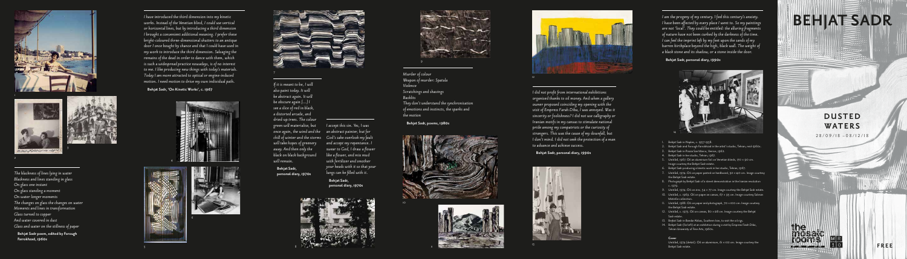*I have introduced the third dimension into my kinetic works. Instead of the Venetian blind, I could use vertical or horizontal lines, but by introducing a third dimension I brought a convenient additional meaning. I prefer these bright-coloured three-dimensional shutters to an antique door I once bought by chance and that I could have used in my work to introduce the third dimension. Salvaging the remains of the dead in order to dance with them, which is such a widespread practice nowadays, is of no interest to me. I like producing new things with today's materials. Today I am more attracted to optical or engine-induced motion. I need motion to drive my own individual path.*

**Behjat Sadr, 'On Kinetic Works', c. 1967**

*The blackness of lines lying in water*
*Blackness and lines standing in glass*
*On glass one instant*
*On glass standing a moment*
*On water longer moments*
*The changes on glass the changes on water*
*Moments and lines in transformation*
*Glass turned to copper*
*And water covered in dust*
*Glass and water on the stillness of paper*

**Behjat Sadr poem, edited by Forough Farrokhzad, 1960s**

*If it is meant to be, I will also paint today. It will be abstract again. It will be obscure again (…) I see a slice of red in black, a distorted arcade, and dried-up trees. The colour green will materialise, but once again, the wind and the chill of winter and the storms will take hopes of greenery away. And then only the black on black background will remain.*

**Behjat Sadr, personal diary, 1970s**

*I accept this sin. Yes, I was an abstract painter, but for God's sake overlook my fault and accept my repentance. I swear to God, I draw a flower like a flower, and mix mud with fertilizer and smother your heads with it so that your lungs can be filled with it.*

**Behjat Sadr, personal diary, 1970s**

*Murder of colour*
*Weapon of murder: Spatula*
*Violence*
*Scratchings and shavings*
*Backlits*
*They don't understand the synchronisation of emotions and instincts, the sparks and the motion*

**Behjat Sadr, poems, 1980s**

*I did not profit from international exhibitions organized thanks to oil money. And when a gallery owner proposed coinciding my opening with the visit of Empress Farah Diba, I was annoyed. Was it sincerity or foolishness? I did not use calligraphy or Iranian motifs in my canvas to stimulate national pride among my compatriots or the curiosity of strangers. This was the cause of my downfall, but I don't mind. I did not seek the protection of a man to advance and achieve success.*

**Behjat Sadr, personal diary, 1990s**

*I am the progeny of my century. I feel this century's anxiety. I have been affected by every place I went to. So my paintings are not 'local'. They could be entitled: the alluring fragments of nature have not been curbed by the darkness of the time. I can feel the imprint left by my feet upon the sands of my barren birthplace beyond the high, black wall. The weight of a black stone and its shadow, or a stone inside the door.*

**Behjat Sadr, personal diary, 1990s**

1. Behjat Sadr in Naples, c. 1957-1958.
2. Behjat Sadr and Forough Farrokhzad in the artist's studio, Tehran, mid-1960s.
3. Behjat Sadr in Piazza San Marco, Venice, 1962.
4. Behjat Sadr in her studio, Tehran, 1967.
5. Untitled, 1967. Oil on aluminium foil on Venetian blinds, 170 × 90 cm. Image courtesy the Behjat Sadr estate.
6. Behjat Sadr producing a kinetic work in her studio, Tehran, 1967.
7. Untitled, 1974. Oil on paper pasted on hardboard, 92 × 140 cm. Image courtesy the Behjat Sadr estate.
8. Photograph by Behjat Sadr of a street demonstration in the Iranian revolution c. 1979.
9. Untitled, 1974. Oil on zinc, 54 × 77 cm. Image courtesy the Behjat Sadr estate.
10. Untitled, c. 1969. Oil on paper on canvas, 67 × 95 cm. Image courtesy Salman Matinfar collection.
11. Untitled, 1986. Oil on paper and photograph, 70 × 100 cm. Image courtesy the Behjat Sadr estate.
12. Untitled, c. 1975. Oil on canvas, 80 × 108 cm. Image courtesy the Behjat Sadr estate.
13. Behjat Sadr in Bandar Abbas, Southern Iran, to visit the oil rigs.
14. Behjat Sadr (far left) at an exhibition during a visit by Empress Farah Diba, Tehran University of Fine Arts, 1960s.

**Cover**
Untitled, 1974 (detail). Oil on aluminium, 61 × 100 cm. Image courtesy the Behjat Sadr estate.

# BEHJAT SADR

## DUSTED WATERS

28/09/18 – 08/12/18

the mosaic rooms

FREE